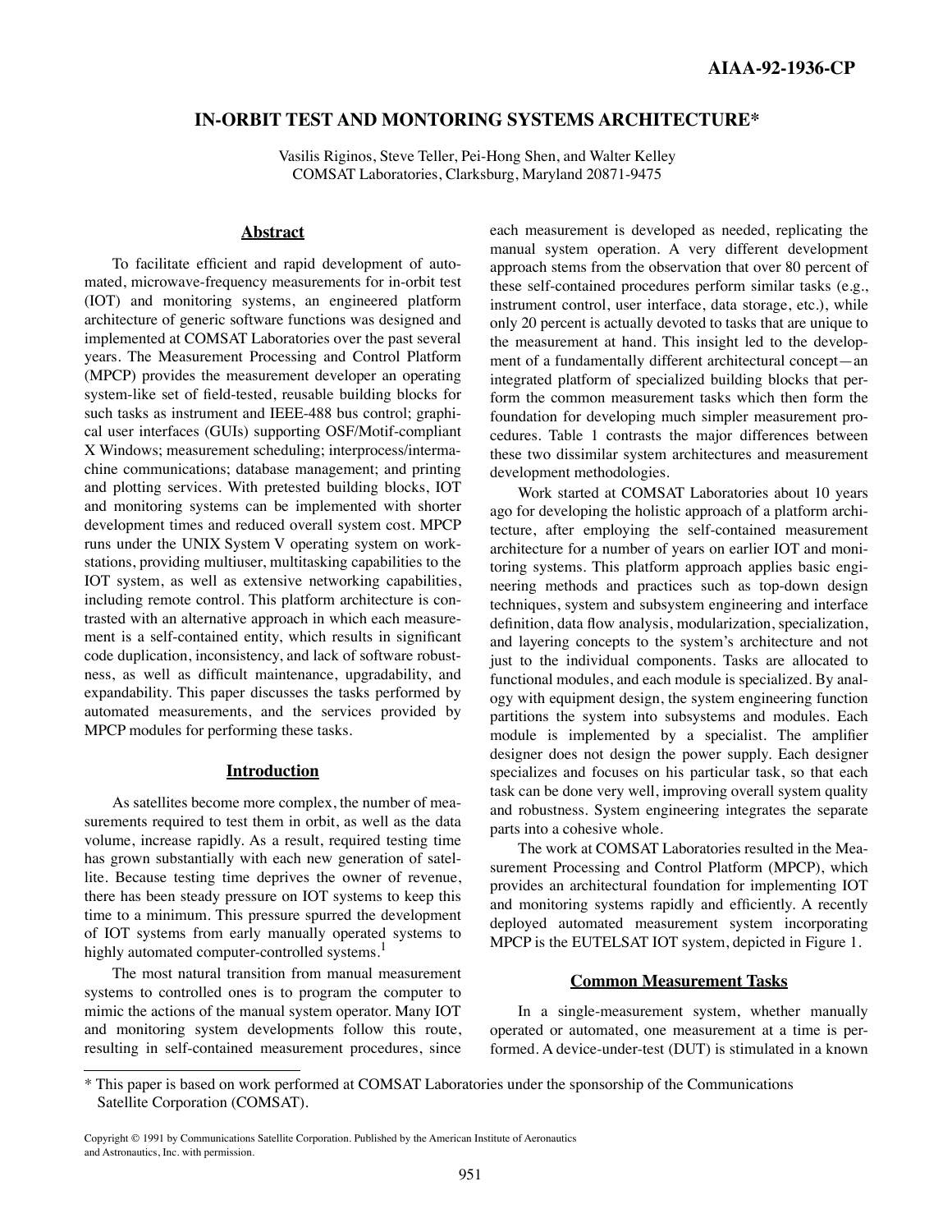AIAA-92-1936-CP

# IN-ORBIT TEST AND MONTORING SYSTEMS ARCHITECTURE*

Vasilis Riginos, Steve Teller, Pei-Hong Shen, and Walter Kelley
COMSAT Laboratories, Clarksburg, Maryland 20871-9475

## Abstract

To facilitate efficient and rapid development of automated, microwave-frequency measurements for in-orbit test (IOT) and monitoring systems, an engineered platform architecture of generic software functions was designed and implemented at COMSAT Laboratories over the past several years. The Measurement Processing and Control Platform (MPCP) provides the measurement developer an operating system-like set of field-tested, reusable building blocks for such tasks as instrument and IEEE-488 bus control; graphical user interfaces (GUIs) supporting OSF/Motif-compliant X Windows; measurement scheduling; interprocess/intermachine communications; database management; and printing and plotting services. With pretested building blocks, IOT and monitoring systems can be implemented with shorter development times and reduced overall system cost. MPCP runs under the UNIX System V operating system on workstations, providing multiuser, multitasking capabilities to the IOT system, as well as extensive networking capabilities, including remote control. This platform architecture is contrasted with an alternative approach in which each measurement is a self-contained entity, which results in significant code duplication, inconsistency, and lack of software robustness, as well as difficult maintenance, upgradability, and expandability. This paper discusses the tasks performed by automated measurements, and the services provided by MPCP modules for performing these tasks.

## Introduction

As satellites become more complex, the number of measurements required to test them in orbit, as well as the data volume, increase rapidly. As a result, required testing time has grown substantially with each new generation of satellite. Because testing time deprives the owner of revenue, there has been steady pressure on IOT systems to keep this time to a minimum. This pressure spurred the development of IOT systems from early manually operated systems to highly automated computer-controlled systems.[1]

The most natural transition from manual measurement systems to controlled ones is to program the computer to mimic the actions of the manual system operator. Many IOT and monitoring system developments follow this route, resulting in self-contained measurement procedures, since each measurement is developed as needed, replicating the manual system operation. A very different development approach stems from the observation that over 80 percent of these self-contained procedures perform similar tasks (e.g., instrument control, user interface, data storage, etc.), while only 20 percent is actually devoted to tasks that are unique to the measurement at hand. This insight led to the development of a fundamentally different architectural concept—an integrated platform of specialized building blocks that perform the common measurement tasks which then form the foundation for developing much simpler measurement procedures. Table 1 contrasts the major differences between these two dissimilar system architectures and measurement development methodologies.

Work started at COMSAT Laboratories about 10 years ago for developing the holistic approach of a platform architecture, after employing the self-contained measurement architecture for a number of years on earlier IOT and monitoring systems. This platform approach applies basic engineering methods and practices such as top-down design techniques, system and subsystem engineering and interface definition, data flow analysis, modularization, specialization, and layering concepts to the system's architecture and not just to the individual components. Tasks are allocated to functional modules, and each module is specialized. By analogy with equipment design, the system engineering function partitions the system into subsystems and modules. Each module is implemented by a specialist. The amplifier designer does not design the power supply. Each designer specializes and focuses on his particular task, so that each task can be done very well, improving overall system quality and robustness. System engineering integrates the separate parts into a cohesive whole.

The work at COMSAT Laboratories resulted in the Measurement Processing and Control Platform (MPCP), which provides an architectural foundation for implementing IOT and monitoring systems rapidly and efficiently. A recently deployed automated measurement system incorporating MPCP is the EUTELSAT IOT system, depicted in Figure 1.

## Common Measurement Tasks

In a single-measurement system, whether manually operated or automated, one measurement at a time is performed. A device-under-test (DUT) is stimulated in a known

---

\* This paper is based on work performed at COMSAT Laboratories under the sponsorship of the Communications Satellite Corporation (COMSAT).

Copyright © 1991 by Communications Satellite Corporation. Published by the American Institute of Aeronautics and Astronautics, Inc. with permission.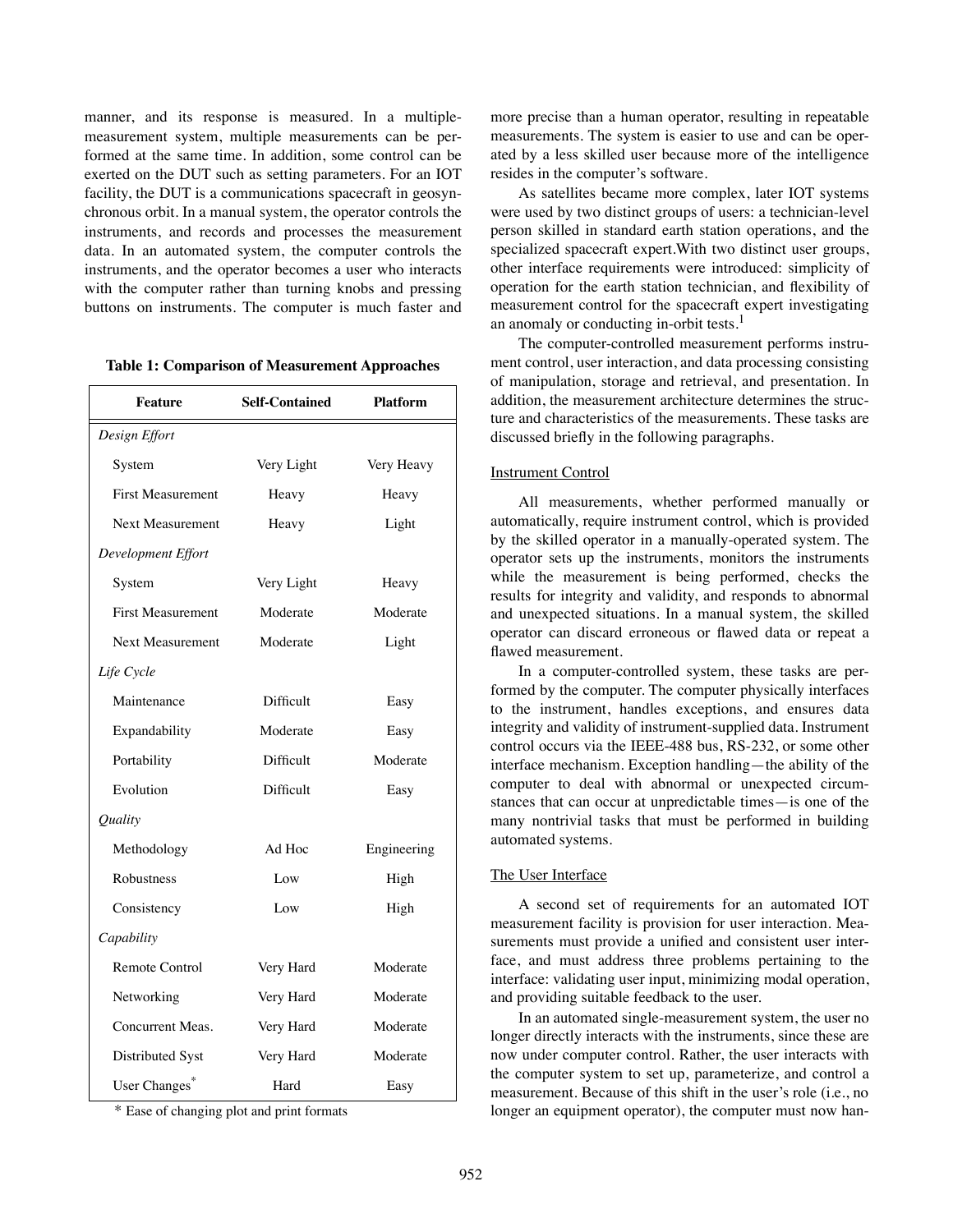manner, and its response is measured. In a multiple-measurement system, multiple measurements can be performed at the same time. In addition, some control can be exerted on the DUT such as setting parameters. For an IOT facility, the DUT is a communications spacecraft in geosynchronous orbit. In a manual system, the operator controls the instruments, and records and processes the measurement data. In an automated system, the computer controls the instruments, and the operator becomes a user who interacts with the computer rather than turning knobs and pressing buttons on instruments. The computer is much faster and more precise than a human operator, resulting in repeatable measurements. The system is easier to use and can be operated by a less skilled user because more of the intelligence resides in the computer's software.

**Table 1: Comparison of Measurement Approaches**

| Feature | Self-Contained | Platform |
|---|---|---|
| *Design Effort* | | |
| System | Very Light | Very Heavy |
| First Measurement | Heavy | Heavy |
| Next Measurement | Heavy | Light |
| *Development Effort* | | |
| System | Very Light | Heavy |
| First Measurement | Moderate | Moderate |
| Next Measurement | Moderate | Light |
| *Life Cycle* | | |
| Maintenance | Difficult | Easy |
| Expandability | Moderate | Easy |
| Portability | Difficult | Moderate |
| Evolution | Difficult | Easy |
| *Quality* | | |
| Methodology | Ad Hoc | Engineering |
| Robustness | Low | High |
| Consistency | Low | High |
| *Capability* | | |
| Remote Control | Very Hard | Moderate |
| Networking | Very Hard | Moderate |
| Concurrent Meas. | Very Hard | Moderate |
| Distributed Syst | Very Hard | Moderate |
| User Changes* | Hard | Easy |

\* Ease of changing plot and print formats

As satellites became more complex, later IOT systems were used by two distinct groups of users: a technician-level person skilled in standard earth station operations, and the specialized spacecraft expert. With two distinct user groups, other interface requirements were introduced: simplicity of operation for the earth station technician, and flexibility of measurement control for the spacecraft expert investigating an anomaly or conducting in-orbit tests.[1]

The computer-controlled measurement performs instrument control, user interaction, and data processing consisting of manipulation, storage and retrieval, and presentation. In addition, the measurement architecture determines the structure and characteristics of the measurements. These tasks are discussed briefly in the following paragraphs.

## Instrument Control

All measurements, whether performed manually or automatically, require instrument control, which is provided by the skilled operator in a manually-operated system. The operator sets up the instruments, monitors the instruments while the measurement is being performed, checks the results for integrity and validity, and responds to abnormal and unexpected situations. In a manual system, the skilled operator can discard erroneous or flawed data or repeat a flawed measurement.

In a computer-controlled system, these tasks are performed by the computer. The computer physically interfaces to the instrument, handles exceptions, and ensures data integrity and validity of instrument-supplied data. Instrument control occurs via the IEEE-488 bus, RS-232, or some other interface mechanism. Exception handling—the ability of the computer to deal with abnormal or unexpected circumstances that can occur at unpredictable times—is one of the many nontrivial tasks that must be performed in building automated systems.

## The User Interface

A second set of requirements for an automated IOT measurement facility is provision for user interaction. Measurements must provide a unified and consistent user interface, and must address three problems pertaining to the interface: validating user input, minimizing modal operation, and providing suitable feedback to the user.

In an automated single-measurement system, the user no longer directly interacts with the instruments, since these are now under computer control. Rather, the user interacts with the computer system to set up, parameterize, and control a measurement. Because of this shift in the user's role (i.e., no longer an equipment operator), the computer must now han-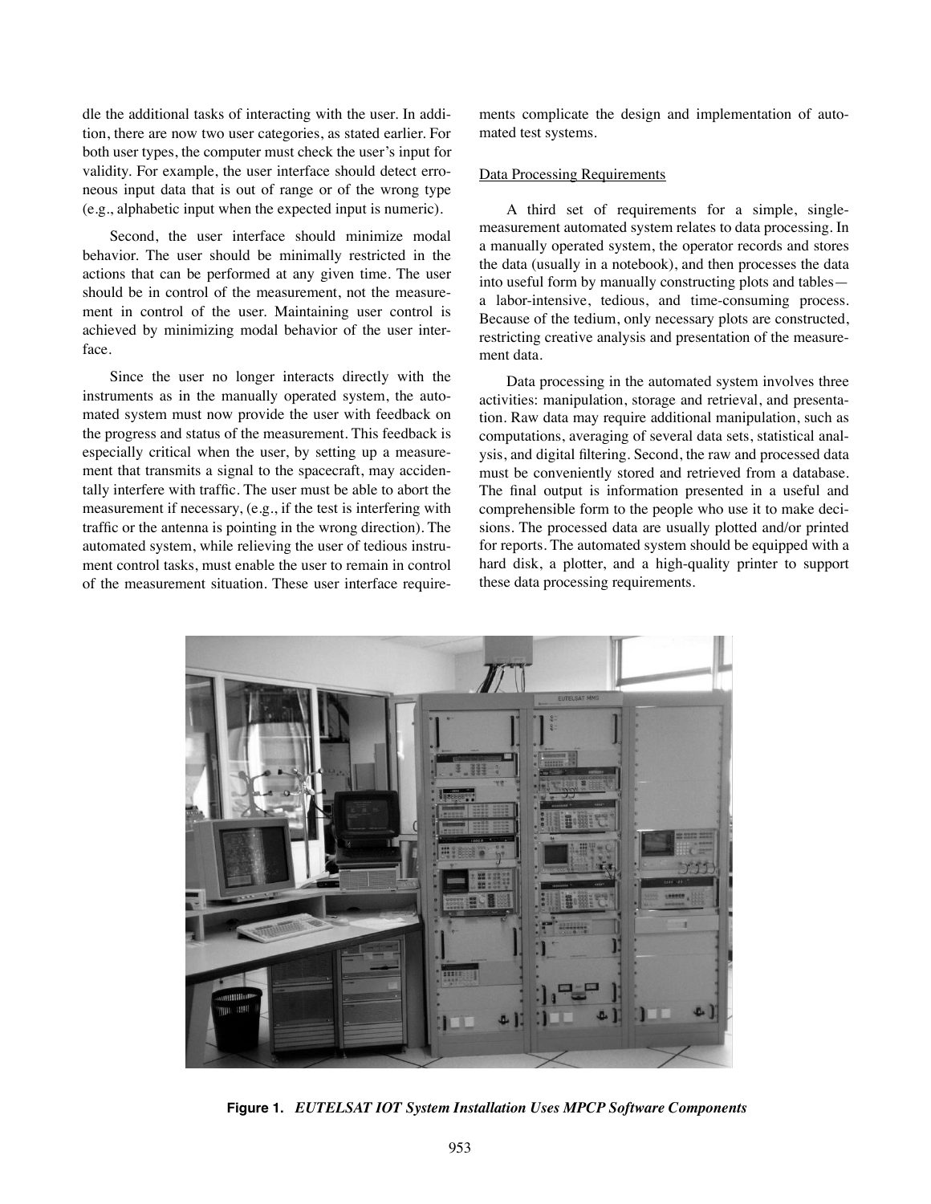dle the additional tasks of interacting with the user. In addition, there are now two user categories, as stated earlier. For both user types, the computer must check the user's input for validity. For example, the user interface should detect erroneous input data that is out of range or of the wrong type (e.g., alphabetic input when the expected input is numeric).

Second, the user interface should minimize modal behavior. The user should be minimally restricted in the actions that can be performed at any given time. The user should be in control of the measurement, not the measurement in control of the user. Maintaining user control is achieved by minimizing modal behavior of the user interface.

Since the user no longer interacts directly with the instruments as in the manually operated system, the automated system must now provide the user with feedback on the progress and status of the measurement. This feedback is especially critical when the user, by setting up a measurement that transmits a signal to the spacecraft, may accidentally interfere with traffic. The user must be able to abort the measurement if necessary, (e.g., if the test is interfering with traffic or the antenna is pointing in the wrong direction). The automated system, while relieving the user of tedious instrument control tasks, must enable the user to remain in control of the measurement situation. These user interface requirements complicate the design and implementation of automated test systems.

### Data Processing Requirements

A third set of requirements for a simple, single-measurement automated system relates to data processing. In a manually operated system, the operator records and stores the data (usually in a notebook), and then processes the data into useful form by manually constructing plots and tables—a labor-intensive, tedious, and time-consuming process. Because of the tedium, only necessary plots are constructed, restricting creative analysis and presentation of the measurement data.

Data processing in the automated system involves three activities: manipulation, storage and retrieval, and presentation. Raw data may require additional manipulation, such as computations, averaging of several data sets, statistical analysis, and digital filtering. Second, the raw and processed data must be conveniently stored and retrieved from a database. The final output is information presented in a useful and comprehensible form to the people who use it to make decisions. The processed data are usually plotted and/or printed for reports. The automated system should be equipped with a hard disk, a plotter, and a high-quality printer to support these data processing requirements.

**Figure 1.** ***EUTELSAT IOT System Installation Uses MPCP Software Components***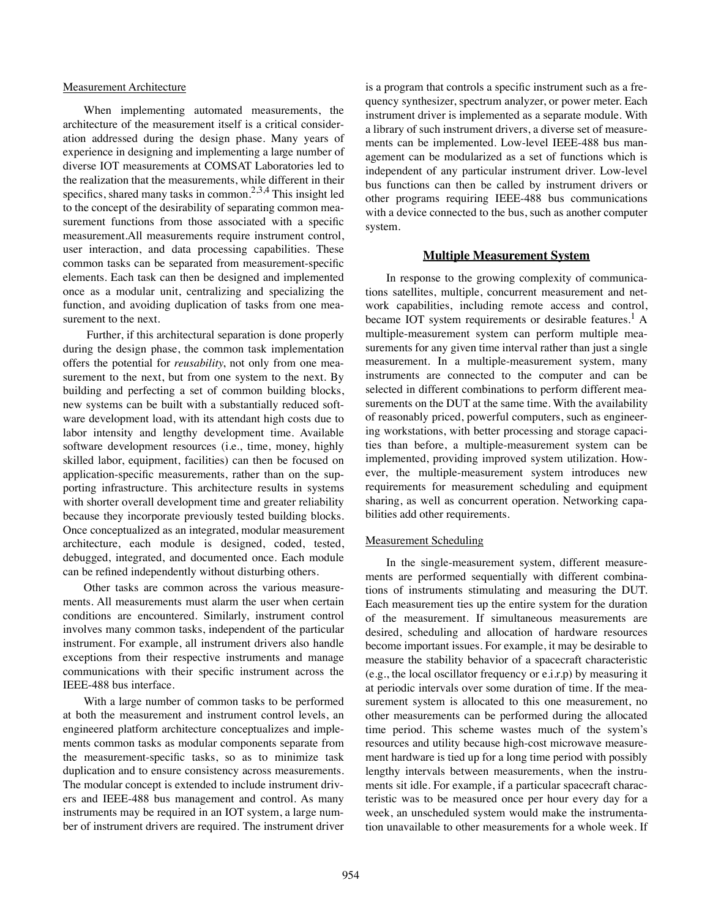### Measurement Architecture

When implementing automated measurements, the architecture of the measurement itself is a critical consideration addressed during the design phase. Many years of experience in designing and implementing a large number of diverse IOT measurements at COMSAT Laboratories led to the realization that the measurements, while different in their specifics, shared many tasks in common.[2,3,4] This insight led to the concept of the desirability of separating common measurement functions from those associated with a specific measurement.All measurements require instrument control, user interaction, and data processing capabilities. These common tasks can be separated from measurement-specific elements. Each task can then be designed and implemented once as a modular unit, centralizing and specializing the function, and avoiding duplication of tasks from one measurement to the next.

Further, if this architectural separation is done properly during the design phase, the common task implementation offers the potential for *reusability*, not only from one measurement to the next, but from one system to the next. By building and perfecting a set of common building blocks, new systems can be built with a substantially reduced software development load, with its attendant high costs due to labor intensity and lengthy development time. Available software development resources (i.e., time, money, highly skilled labor, equipment, facilities) can then be focused on application-specific measurements, rather than on the supporting infrastructure. This architecture results in systems with shorter overall development time and greater reliability because they incorporate previously tested building blocks. Once conceptualized as an integrated, modular measurement architecture, each module is designed, coded, tested, debugged, integrated, and documented once. Each module can be refined independently without disturbing others.

Other tasks are common across the various measurements. All measurements must alarm the user when certain conditions are encountered. Similarly, instrument control involves many common tasks, independent of the particular instrument. For example, all instrument drivers also handle exceptions from their respective instruments and manage communications with their specific instrument across the IEEE-488 bus interface.

With a large number of common tasks to be performed at both the measurement and instrument control levels, an engineered platform architecture conceptualizes and implements common tasks as modular components separate from the measurement-specific tasks, so as to minimize task duplication and to ensure consistency across measurements. The modular concept is extended to include instrument drivers and IEEE-488 bus management and control. As many instruments may be required in an IOT system, a large number of instrument drivers are required. The instrument driver is a program that controls a specific instrument such as a frequency synthesizer, spectrum analyzer, or power meter. Each instrument driver is implemented as a separate module. With a library of such instrument drivers, a diverse set of measurements can be implemented. Low-level IEEE-488 bus management can be modularized as a set of functions which is independent of any particular instrument driver. Low-level bus functions can then be called by instrument drivers or other programs requiring IEEE-488 bus communications with a device connected to the bus, such as another computer system.

## Multiple Measurement System

In response to the growing complexity of communications satellites, multiple, concurrent measurement and network capabilities, including remote access and control, became IOT system requirements or desirable features.[1] A multiple-measurement system can perform multiple measurements for any given time interval rather than just a single measurement. In a multiple-measurement system, many instruments are connected to the computer and can be selected in different combinations to perform different measurements on the DUT at the same time. With the availability of reasonably priced, powerful computers, such as engineering workstations, with better processing and storage capacities than before, a multiple-measurement system can be implemented, providing improved system utilization. However, the multiple-measurement system introduces new requirements for measurement scheduling and equipment sharing, as well as concurrent operation. Networking capabilities add other requirements.

### Measurement Scheduling

In the single-measurement system, different measurements are performed sequentially with different combinations of instruments stimulating and measuring the DUT. Each measurement ties up the entire system for the duration of the measurement. If simultaneous measurements are desired, scheduling and allocation of hardware resources become important issues. For example, it may be desirable to measure the stability behavior of a spacecraft characteristic (e.g., the local oscillator frequency or e.i.r.p) by measuring it at periodic intervals over some duration of time. If the measurement system is allocated to this one measurement, no other measurements can be performed during the allocated time period. This scheme wastes much of the system's resources and utility because high-cost microwave measurement hardware is tied up for a long time period with possibly lengthy intervals between measurements, when the instruments sit idle. For example, if a particular spacecraft characteristic was to be measured once per hour every day for a week, an unscheduled system would make the instrumentation unavailable to other measurements for a whole week. If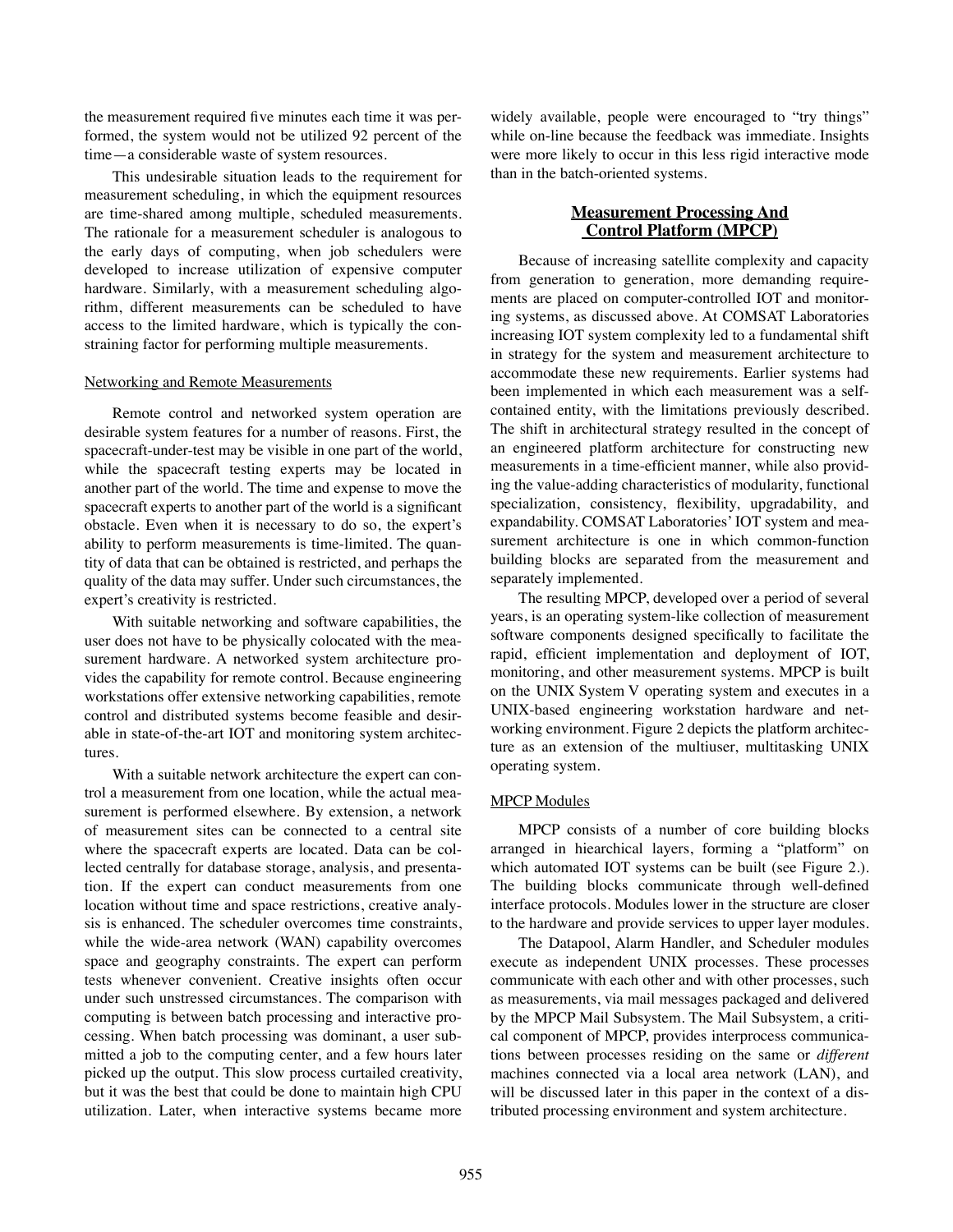the measurement required five minutes each time it was performed, the system would not be utilized 92 percent of the time—a considerable waste of system resources.

This undesirable situation leads to the requirement for measurement scheduling, in which the equipment resources are time-shared among multiple, scheduled measurements. The rationale for a measurement scheduler is analogous to the early days of computing, when job schedulers were developed to increase utilization of expensive computer hardware. Similarly, with a measurement scheduling algorithm, different measurements can be scheduled to have access to the limited hardware, which is typically the constraining factor for performing multiple measurements.

### Networking and Remote Measurements

Remote control and networked system operation are desirable system features for a number of reasons. First, the spacecraft-under-test may be visible in one part of the world, while the spacecraft testing experts may be located in another part of the world. The time and expense to move the spacecraft experts to another part of the world is a significant obstacle. Even when it is necessary to do so, the expert's ability to perform measurements is time-limited. The quantity of data that can be obtained is restricted, and perhaps the quality of the data may suffer. Under such circumstances, the expert's creativity is restricted.

With suitable networking and software capabilities, the user does not have to be physically colocated with the measurement hardware. A networked system architecture provides the capability for remote control. Because engineering workstations offer extensive networking capabilities, remote control and distributed systems become feasible and desirable in state-of-the-art IOT and monitoring system architectures.

With a suitable network architecture the expert can control a measurement from one location, while the actual measurement is performed elsewhere. By extension, a network of measurement sites can be connected to a central site where the spacecraft experts are located. Data can be collected centrally for database storage, analysis, and presentation. If the expert can conduct measurements from one location without time and space restrictions, creative analysis is enhanced. The scheduler overcomes time constraints, while the wide-area network (WAN) capability overcomes space and geography constraints. The expert can perform tests whenever convenient. Creative insights often occur under such unstressed circumstances. The comparison with computing is between batch processing and interactive processing. When batch processing was dominant, a user submitted a job to the computing center, and a few hours later picked up the output. This slow process curtailed creativity, but it was the best that could be done to maintain high CPU utilization. Later, when interactive systems became more widely available, people were encouraged to "try things" while on-line because the feedback was immediate. Insights were more likely to occur in this less rigid interactive mode than in the batch-oriented systems.

## Measurement Processing And Control Platform (MPCP)

Because of increasing satellite complexity and capacity from generation to generation, more demanding requirements are placed on computer-controlled IOT and monitoring systems, as discussed above. At COMSAT Laboratories increasing IOT system complexity led to a fundamental shift in strategy for the system and measurement architecture to accommodate these new requirements. Earlier systems had been implemented in which each measurement was a self-contained entity, with the limitations previously described. The shift in architectural strategy resulted in the concept of an engineered platform architecture for constructing new measurements in a time-efficient manner, while also providing the value-adding characteristics of modularity, functional specialization, consistency, flexibility, upgradability, and expandability. COMSAT Laboratories' IOT system and measurement architecture is one in which common-function building blocks are separated from the measurement and separately implemented.

The resulting MPCP, developed over a period of several years, is an operating system-like collection of measurement software components designed specifically to facilitate the rapid, efficient implementation and deployment of IOT, monitoring, and other measurement systems. MPCP is built on the UNIX System V operating system and executes in a UNIX-based engineering workstation hardware and networking environment. Figure 2 depicts the platform architecture as an extension of the multiuser, multitasking UNIX operating system.

### MPCP Modules

MPCP consists of a number of core building blocks arranged in hiearchical layers, forming a "platform" on which automated IOT systems can be built (see Figure 2.). The building blocks communicate through well-defined interface protocols. Modules lower in the structure are closer to the hardware and provide services to upper layer modules.

The Datapool, Alarm Handler, and Scheduler modules execute as independent UNIX processes. These processes communicate with each other and with other processes, such as measurements, via mail messages packaged and delivered by the MPCP Mail Subsystem. The Mail Subsystem, a critical component of MPCP, provides interprocess communications between processes residing on the same or *different* machines connected via a local area network (LAN), and will be discussed later in this paper in the context of a distributed processing environment and system architecture.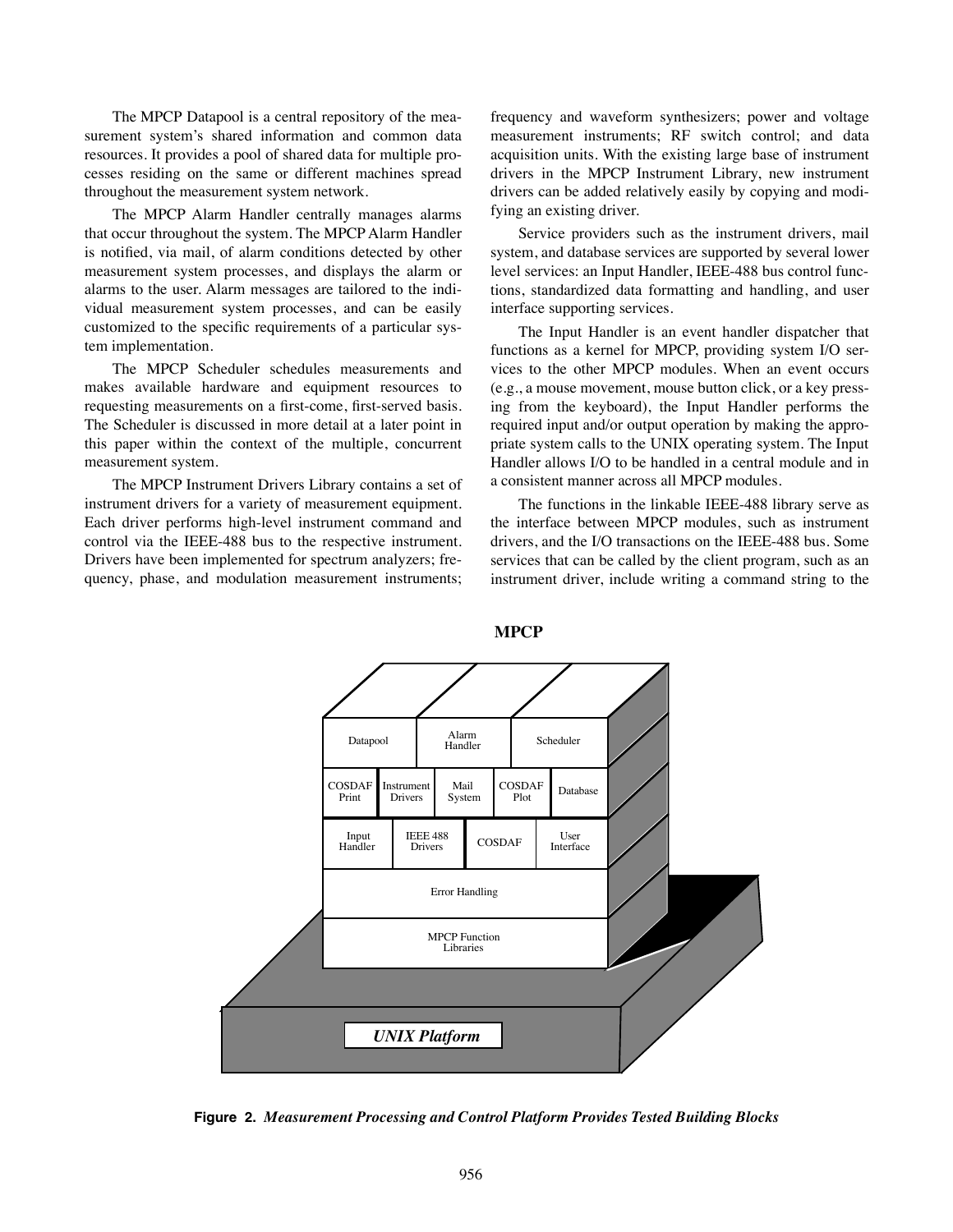The MPCP Datapool is a central repository of the measurement system's shared information and common data resources. It provides a pool of shared data for multiple processes residing on the same or different machines spread throughout the measurement system network.

The MPCP Alarm Handler centrally manages alarms that occur throughout the system. The MPCP Alarm Handler is notified, via mail, of alarm conditions detected by other measurement system processes, and displays the alarm or alarms to the user. Alarm messages are tailored to the individual measurement system processes, and can be easily customized to the specific requirements of a particular system implementation.

The MPCP Scheduler schedules measurements and makes available hardware and equipment resources to requesting measurements on a first-come, first-served basis. The Scheduler is discussed in more detail at a later point in this paper within the context of the multiple, concurrent measurement system.

The MPCP Instrument Drivers Library contains a set of instrument drivers for a variety of measurement equipment. Each driver performs high-level instrument command and control via the IEEE-488 bus to the respective instrument. Drivers have been implemented for spectrum analyzers; frequency, phase, and modulation measurement instruments; frequency and waveform synthesizers; power and voltage measurement instruments; RF switch control; and data acquisition units. With the existing large base of instrument drivers in the MPCP Instrument Library, new instrument drivers can be added relatively easily by copying and modifying an existing driver.

Service providers such as the instrument drivers, mail system, and database services are supported by several lower level services: an Input Handler, IEEE-488 bus control functions, standardized data formatting and handling, and user interface supporting services.

The Input Handler is an event handler dispatcher that functions as a kernel for MPCP, providing system I/O services to the other MPCP modules. When an event occurs (e.g., a mouse movement, mouse button click, or a key pressing from the keyboard), the Input Handler performs the required input and/or output operation by making the appropriate system calls to the UNIX operating system. The Input Handler allows I/O to be handled in a central module and in a consistent manner across all MPCP modules.

The functions in the linkable IEEE-488 library serve as the interface between MPCP modules, such as instrument drivers, and the I/O transactions on the IEEE-488 bus. Some services that can be called by the client program, such as an instrument driver, include writing a command string to the

**MPCP**

| Datapool | Alarm Handler | Scheduler | | |
|---|---|---|---|---|
| COSDAF Print | Instrument Drivers | Mail System | COSDAF Plot | Database |
| Input Handler | IEEE 488 Drivers | COSDAF | User Interface | |
| Error Handling | | | | |
| MPCP Function Libraries | | | | |

*UNIX Platform*

**Figure 2.** *Measurement Processing and Control Platform Provides Tested Building Blocks*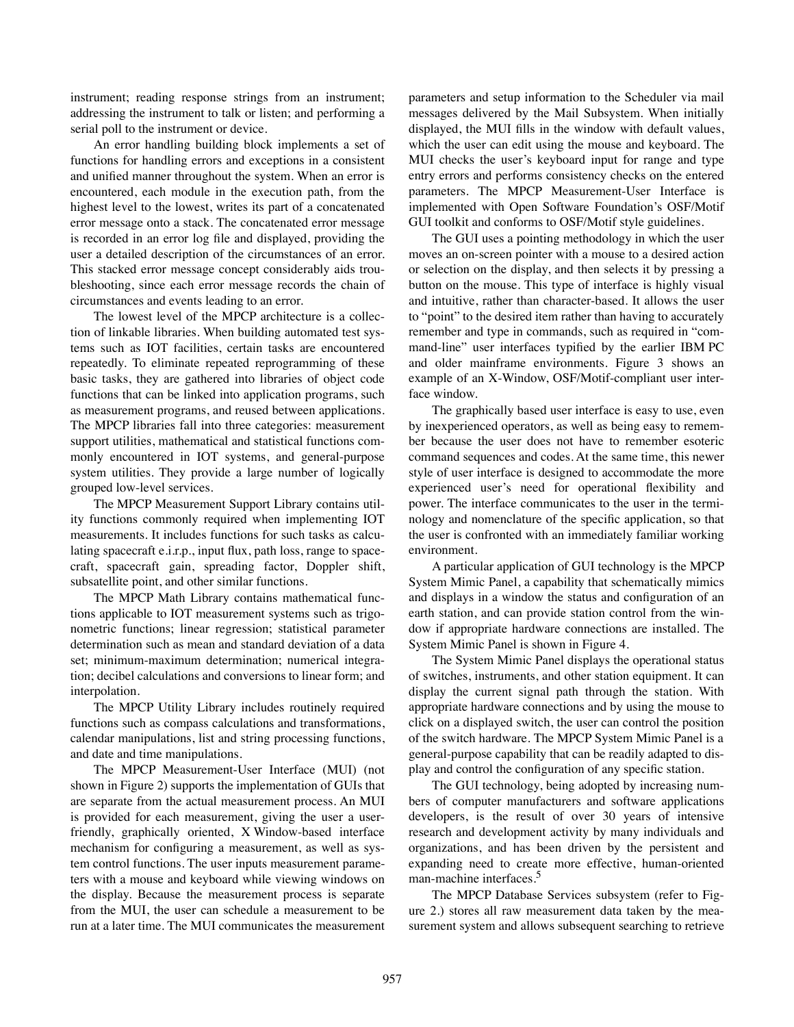instrument; reading response strings from an instrument; addressing the instrument to talk or listen; and performing a serial poll to the instrument or device.

An error handling building block implements a set of functions for handling errors and exceptions in a consistent and unified manner throughout the system. When an error is encountered, each module in the execution path, from the highest level to the lowest, writes its part of a concatenated error message onto a stack. The concatenated error message is recorded in an error log file and displayed, providing the user a detailed description of the circumstances of an error. This stacked error message concept considerably aids troubleshooting, since each error message records the chain of circumstances and events leading to an error.

The lowest level of the MPCP architecture is a collection of linkable libraries. When building automated test systems such as IOT facilities, certain tasks are encountered repeatedly. To eliminate repeated reprogramming of these basic tasks, they are gathered into libraries of object code functions that can be linked into application programs, such as measurement programs, and reused between applications. The MPCP libraries fall into three categories: measurement support utilities, mathematical and statistical functions commonly encountered in IOT systems, and general-purpose system utilities. They provide a large number of logically grouped low-level services.

The MPCP Measurement Support Library contains utility functions commonly required when implementing IOT measurements. It includes functions for such tasks as calculating spacecraft e.i.r.p., input flux, path loss, range to spacecraft, spacecraft gain, spreading factor, Doppler shift, subsatellite point, and other similar functions.

The MPCP Math Library contains mathematical functions applicable to IOT measurement systems such as trigonometric functions; linear regression; statistical parameter determination such as mean and standard deviation of a data set; minimum-maximum determination; numerical integration; decibel calculations and conversions to linear form; and interpolation.

The MPCP Utility Library includes routinely required functions such as compass calculations and transformations, calendar manipulations, list and string processing functions, and date and time manipulations.

The MPCP Measurement-User Interface (MUI) (not shown in Figure 2) supports the implementation of GUIs that are separate from the actual measurement process. An MUI is provided for each measurement, giving the user a user-friendly, graphically oriented, X Window-based interface mechanism for configuring a measurement, as well as system control functions. The user inputs measurement parameters with a mouse and keyboard while viewing windows on the display. Because the measurement process is separate from the MUI, the user can schedule a measurement to be run at a later time. The MUI communicates the measurement parameters and setup information to the Scheduler via mail messages delivered by the Mail Subsystem. When initially displayed, the MUI fills in the window with default values, which the user can edit using the mouse and keyboard. The MUI checks the user's keyboard input for range and type entry errors and performs consistency checks on the entered parameters. The MPCP Measurement-User Interface is implemented with Open Software Foundation's OSF/Motif GUI toolkit and conforms to OSF/Motif style guidelines.

The GUI uses a pointing methodology in which the user moves an on-screen pointer with a mouse to a desired action or selection on the display, and then selects it by pressing a button on the mouse. This type of interface is highly visual and intuitive, rather than character-based. It allows the user to "point" to the desired item rather than having to accurately command and type in commands, such as required in "command-line" user interfaces typified by the earlier IBM PC and older mainframe environments. Figure 3 shows an example of an X-Window, OSF/Motif-compliant user interface window.

The graphically based user interface is easy to use, even by inexperienced operators, as well as being easy to remember because the user does not have to remember esoteric command sequences and codes. At the same time, this newer style of user interface is designed to accommodate the more experienced user's need for operational flexibility and power. The interface communicates to the user in the terminology and nomenclature of the specific application, so that the user is confronted with an immediately familiar working environment.

A particular application of GUI technology is the MPCP System Mimic Panel, a capability that schematically mimics and displays in a window the status and configuration of an earth station, and can provide station control from the window if appropriate hardware connections are installed. The System Mimic Panel is shown in Figure 4.

The System Mimic Panel displays the operational status of switches, instruments, and other station equipment. It can display the current signal path through the station. With appropriate hardware connections and by using the mouse to click on a displayed switch, the user can control the position of the switch hardware. The MPCP System Mimic Panel is a general-purpose capability that can be readily adapted to display and control the configuration of any specific station.

The GUI technology, being adopted by increasing numbers of computer manufacturers and software applications developers, is the result of over 30 years of intensive research and development activity by many individuals and organizations, and has been driven by the persistent and expanding need to create more effective, human-oriented man-machine interfaces.[5]

The MPCP Database Services subsystem (refer to Figure 2.) stores all raw measurement data taken by the measurement system and allows subsequent searching to retrieve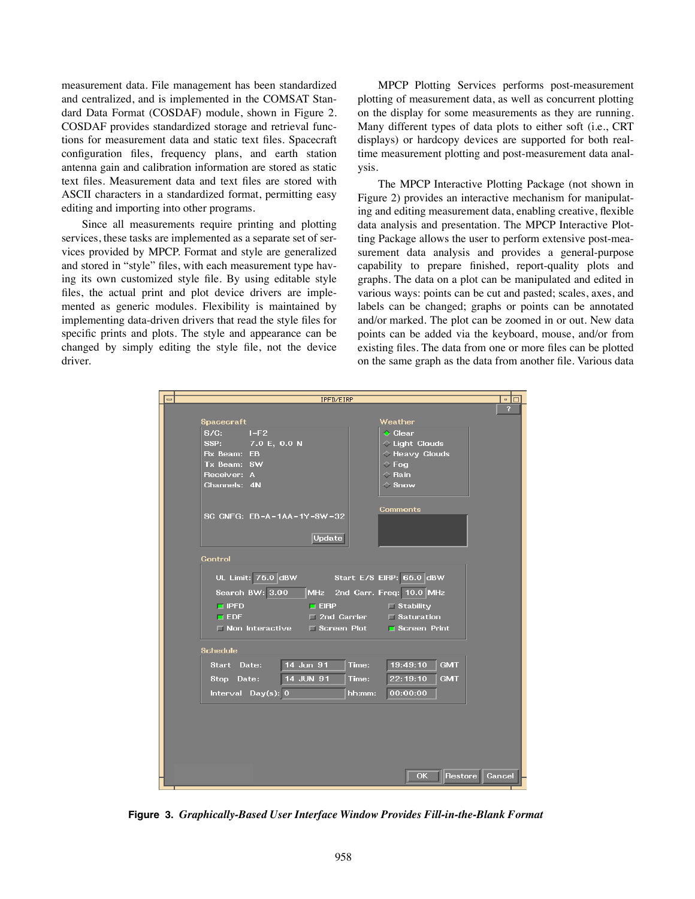measurement data. File management has been standardized and centralized, and is implemented in the COMSAT Standard Data Format (COSDAF) module, shown in Figure 2. COSDAF provides standardized storage and retrieval functions for measurement data and static text files. Spacecraft configuration files, frequency plans, and earth station antenna gain and calibration information are stored as static text files. Measurement data and text files are stored with ASCII characters in a standardized format, permitting easy editing and importing into other programs.

Since all measurements require printing and plotting services, these tasks are implemented as a separate set of services provided by MPCP. Format and style are generalized and stored in "style" files, with each measurement type having its own customized style file. By using editable style files, the actual print and plot device drivers are implemented as generic modules. Flexibility is maintained by implementing data-driven drivers that read the style files for specific prints and plots. The style and appearance can be changed by simply editing the style file, not the device driver.

MPCP Plotting Services performs post-measurement plotting of measurement data, as well as concurrent plotting on the display for some measurements as they are running. Many different types of data plots to either soft (i.e., CRT displays) or hardcopy devices are supported for both real-time measurement plotting and post-measurement data analysis.

The MPCP Interactive Plotting Package (not shown in Figure 2) provides an interactive mechanism for manipulating and editing measurement data, enabling creative, flexible data analysis and presentation. The MPCP Interactive Plotting Package allows the user to perform extensive post-measurement data analysis and provides a general-purpose capability to prepare finished, report-quality plots and graphs. The data on a plot can be manipulated and edited in various ways: points can be cut and pasted; scales, axes, and labels can be changed; graphs or points can be annotated and/or marked. The plot can be zoomed in or out. New data points can be added via the keyboard, mouse, and/or from existing files. The data from one or more files can be plotted on the same graph as the data from another file. Various data

**Figure 3.** ***Graphically-Based User Interface Window Provides Fill-in-the-Blank Format***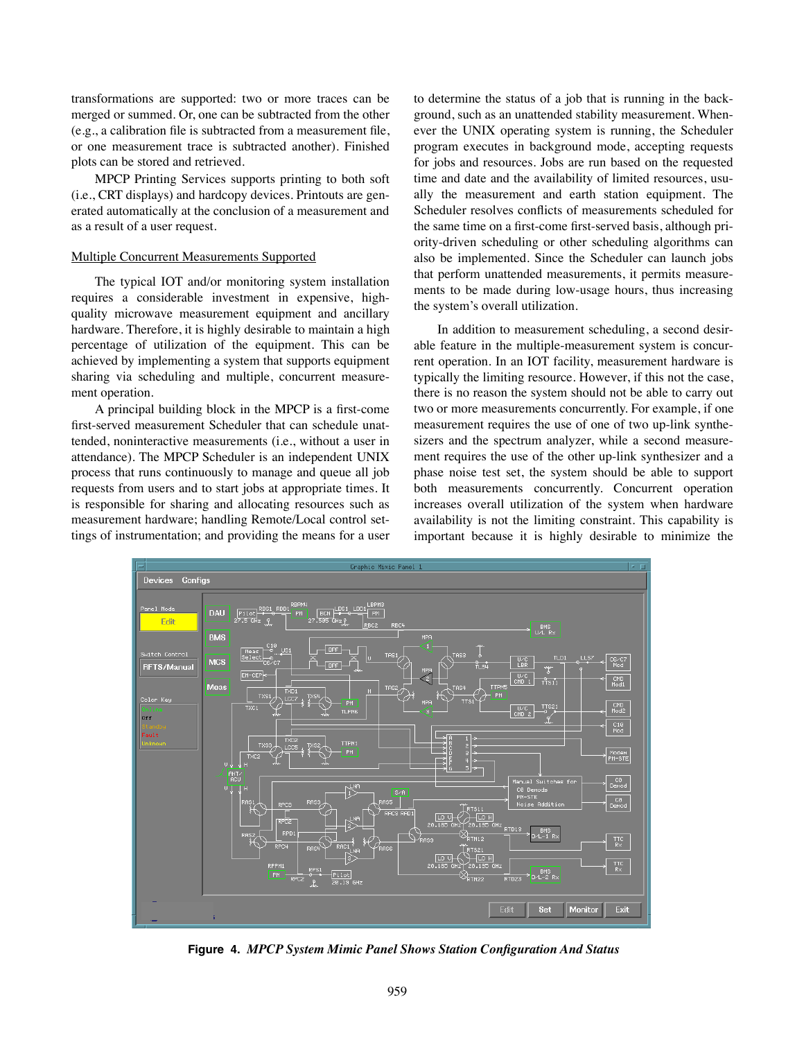transformations are supported: two or more traces can be merged or summed. Or, one can be subtracted from the other (e.g., a calibration file is subtracted from a measurement file, or one measurement trace is subtracted another). Finished plots can be stored and retrieved.

MPCP Printing Services supports printing to both soft (i.e., CRT displays) and hardcopy devices. Printouts are generated automatically at the conclusion of a measurement and as a result of a user request.

Multiple Concurrent Measurements Supported

The typical IOT and/or monitoring system installation requires a considerable investment in expensive, high-quality microwave measurement equipment and ancillary hardware. Therefore, it is highly desirable to maintain a high percentage of utilization of the equipment. This can be achieved by implementing a system that supports equipment sharing via scheduling and multiple, concurrent measurement operation.

A principal building block in the MPCP is a first-come first-served measurement Scheduler that can schedule unattended, noninteractive measurements (i.e., without a user in attendance). The MPCP Scheduler is an independent UNIX process that runs continuously to manage and queue all job requests from users and to start jobs at appropriate times. It is responsible for sharing and allocating resources such as measurement hardware; handling Remote/Local control settings of instrumentation; and providing the means for a user to determine the status of a job that is running in the background, such as an unattended stability measurement. Whenever the UNIX operating system is running, the Scheduler program executes in background mode, accepting requests for jobs and resources. Jobs are run based on the requested time and date and the availability of limited resources, usually the measurement and earth station equipment. The Scheduler resolves conflicts of measurements scheduled for the same time on a first-come first-served basis, although priority-driven scheduling or other scheduling algorithms can also be implemented. Since the Scheduler can launch jobs that perform unattended measurements, it permits measurements to be made during low-usage hours, thus increasing the system's overall utilization.

In addition to measurement scheduling, a second desirable feature in the multiple-measurement system is concurrent operation. In an IOT facility, measurement hardware is typically the limiting resource. However, if this not the case, there is no reason the system should not be able to carry out two or more measurements concurrently. For example, if one measurement requires the use of one of two up-link synthesizers and the spectrum analyzer, while a second measurement requires the use of the other up-link synthesizer and a phase noise test set, the system should be able to support both measurements concurrently. Concurrent operation increases overall utilization of the system when hardware availability is not the limiting constraint. This capability is important because it is highly desirable to minimize the

**Figure 4.** *MPCP System Mimic Panel Shows Station Configuration And Status*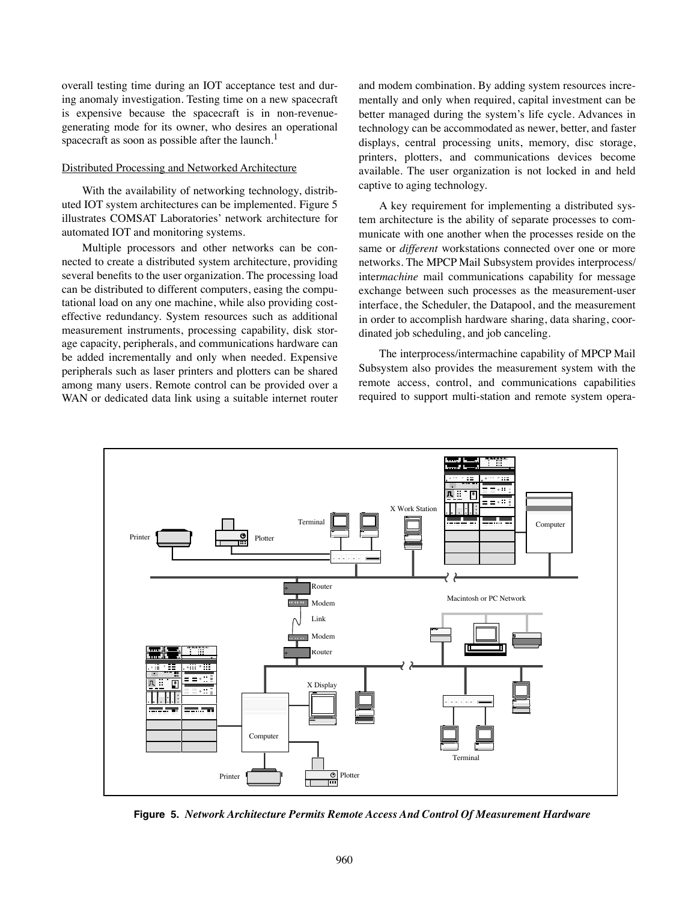overall testing time during an IOT acceptance test and during anomaly investigation. Testing time on a new spacecraft is expensive because the spacecraft is in non-revenue-generating mode for its owner, who desires an operational spacecraft as soon as possible after the launch.[1]

Distributed Processing and Networked Architecture

With the availability of networking technology, distributed IOT system architectures can be implemented. Figure 5 illustrates COMSAT Laboratories' network architecture for automated IOT and monitoring systems.

Multiple processors and other networks can be connected to create a distributed system architecture, providing several benefits to the user organization. The processing load can be distributed to different computers, easing the computational load on any one machine, while also providing cost-effective redundancy. System resources such as additional measurement instruments, processing capability, disk storage capacity, peripherals, and communications hardware can be added incrementally and only when needed. Expensive peripherals such as laser printers and plotters can be shared among many users. Remote control can be provided over a WAN or dedicated data link using a suitable internet router and modem combination. By adding system resources incrementally and only when required, capital investment can be better managed during the system's life cycle. Advances in technology can be accommodated as newer, better, and faster displays, central processing units, memory, disc storage, printers, plotters, and communications devices become available. The user organization is not locked in and held captive to aging technology.

A key requirement for implementing a distributed system architecture is the ability of separate processes to communicate with one another when the processes reside on the same or *different* workstations connected over one or more networks. The MPCP Mail Subsystem provides interprocess/inter*machine* mail communications capability for message exchange between such processes as the measurement-user interface, the Scheduler, the Datapool, and the measurement in order to accomplish hardware sharing, data sharing, coordinated job scheduling, and job canceling.

The interprocess/intermachine capability of MPCP Mail Subsystem also provides the measurement system with the remote access, control, and communications capabilities required to support multi-station and remote system opera-

**Figure 5.** ***Network Architecture Permits Remote Access And Control Of Measurement Hardware***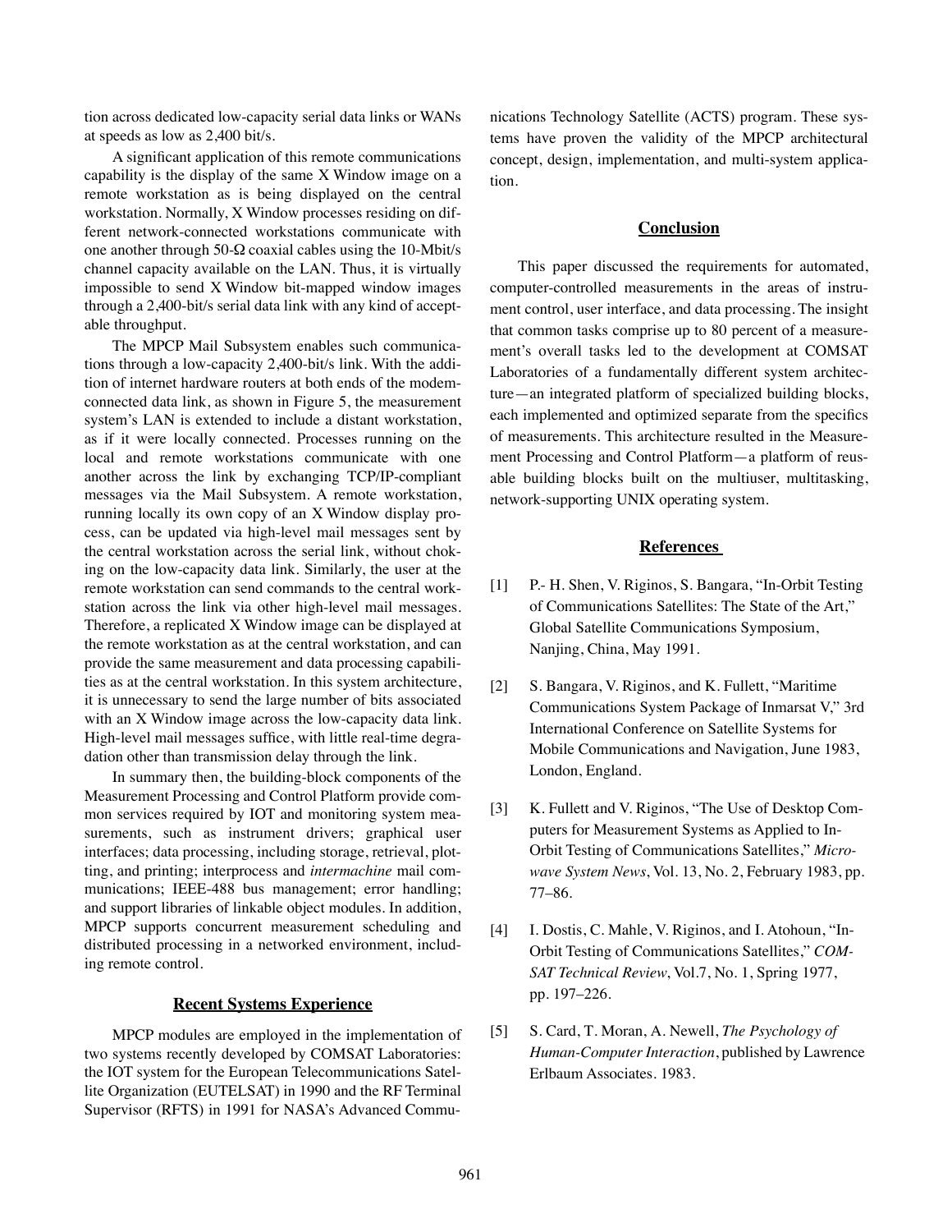tion across dedicated low-capacity serial data links or WANs at speeds as low as 2,400 bit/s.

A significant application of this remote communications capability is the display of the same X Window image on a remote workstation as is being displayed on the central workstation. Normally, X Window processes residing on different network-connected workstations communicate with one another through 50-Ω coaxial cables using the 10-Mbit/s channel capacity available on the LAN. Thus, it is virtually impossible to send X Window bit-mapped window images through a 2,400-bit/s serial data link with any kind of acceptable throughput.

The MPCP Mail Subsystem enables such communications through a low-capacity 2,400-bit/s link. With the addition of internet hardware routers at both ends of the modem-connected data link, as shown in Figure 5, the measurement system's LAN is extended to include a distant workstation, as if it were locally connected. Processes running on the local and remote workstations communicate with one another across the link by exchanging TCP/IP-compliant messages via the Mail Subsystem. A remote workstation, running locally its own copy of an X Window display process, can be updated via high-level mail messages sent by the central workstation across the serial link, without choking on the low-capacity data link. Similarly, the user at the remote workstation can send commands to the central workstation across the link via other high-level mail messages. Therefore, a replicated X Window image can be displayed at the remote workstation as at the central workstation, and can provide the same measurement and data processing capabilities as at the central workstation. In this system architecture, it is unnecessary to send the large number of bits associated with an X Window image across the low-capacity data link. High-level mail messages suffice, with little real-time degradation other than transmission delay through the link.

In summary then, the building-block components of the Measurement Processing and Control Platform provide common services required by IOT and monitoring system measurements, such as instrument drivers; graphical user interfaces; data processing, including storage, retrieval, plotting, and printing; interprocess and *intermachine* mail communications; IEEE-488 bus management; error handling; and support libraries of linkable object modules. In addition, MPCP supports concurrent measurement scheduling and distributed processing in a networked environment, including remote control.

## Recent Systems Experience

MPCP modules are employed in the implementation of two systems recently developed by COMSAT Laboratories: the IOT system for the European Telecommunications Satellite Organization (EUTELSAT) in 1990 and the RF Terminal Supervisor (RFTS) in 1991 for NASA's Advanced Communications Technology Satellite (ACTS) program. These systems have proven the validity of the MPCP architectural concept, design, implementation, and multi-system application.

## Conclusion

This paper discussed the requirements for automated, computer-controlled measurements in the areas of instrument control, user interface, and data processing. The insight that common tasks comprise up to 80 percent of a measurement's overall tasks led to the development at COMSAT Laboratories of a fundamentally different system architecture—an integrated platform of specialized building blocks, each implemented and optimized separate from the specifics of measurements. This architecture resulted in the Measurement Processing and Control Platform—a platform of reusable building blocks built on the multiuser, multitasking, network-supporting UNIX operating system.

## References

[1] P.- H. Shen, V. Riginos, S. Bangara, "In-Orbit Testing of Communications Satellites: The State of the Art," Global Satellite Communications Symposium, Nanjing, China, May 1991.

[2] S. Bangara, V. Riginos, and K. Fullett, "Maritime Communications System Package of Inmarsat V," 3rd International Conference on Satellite Systems for Mobile Communications and Navigation, June 1983, London, England.

[3] K. Fullett and V. Riginos, "The Use of Desktop Computers for Measurement Systems as Applied to In-Orbit Testing of Communications Satellites," *Microwave System News*, Vol. 13, No. 2, February 1983, pp. 77–86.

[4] I. Dostis, C. Mahle, V. Riginos, and I. Atohoun, "In-Orbit Testing of Communications Satellites," *COMSAT Technical Review*, Vol.7, No. 1, Spring 1977, pp. 197–226.

[5] S. Card, T. Moran, A. Newell, *The Psychology of Human-Computer Interaction*, published by Lawrence Erlbaum Associates. 1983.